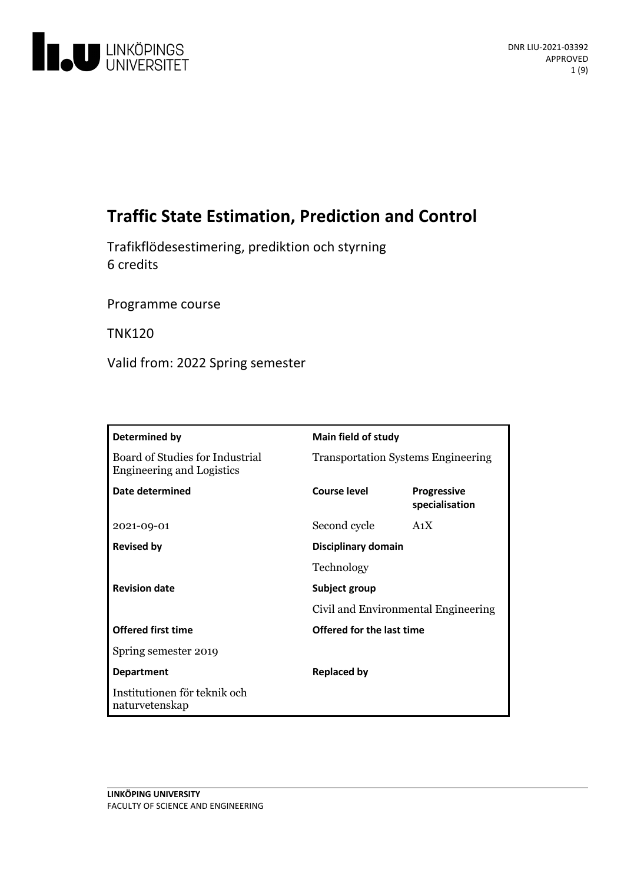# Traffic State Estimation, Prediction and Control

Trafikflödesestimering, prediktion och styrning
6 credits

Programme course

TNK120

Valid from: 2022 Spring semester

| **Determined by** | **Main field of study** | |
|---|---|---|
| Board of Studies for Industrial Engineering and Logistics | Transportation Systems Engineering | |
| **Date determined** | **Course level** | **Progressive specialisation** |
| 2021-09-01 | Second cycle | A1X |
| **Revised by** | **Disciplinary domain** | |
| | Technology | |
| **Revision date** | **Subject group** | |
| | Civil and Environmental Engineering | |
| **Offered first time** | **Offered for the last time** | |
| Spring semester 2019 | | |
| **Department** | **Replaced by** | |
| Institutionen för teknik och naturvetenskap | | |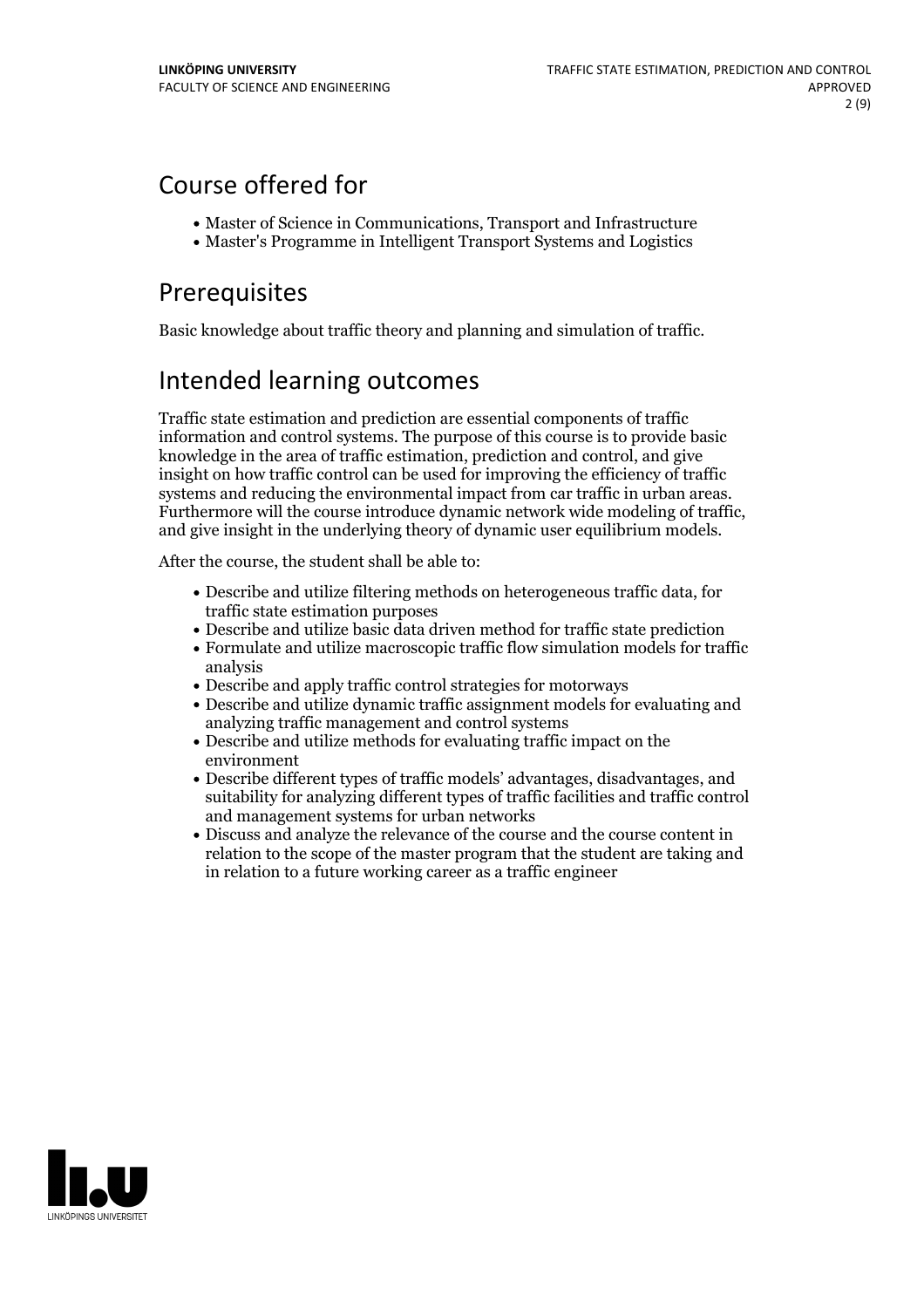## Course offered for

- Master of Science in Communications, Transport and Infrastructure
- Master's Programme in Intelligent Transport Systems and Logistics

## Prerequisites

Basic knowledge about traffic theory and planning and simulation of traffic.

## Intended learning outcomes

Traffic state estimation and prediction are essential components of traffic information and control systems. The purpose of this course is to provide basic knowledge in the area of traffic estimation, prediction and control, and give insight on how traffic control can be used for improving the efficiency of traffic systems and reducing the environmental impact from car traffic in urban areas. Furthermore will the course introduce dynamic network wide modeling of traffic, and give insight in the underlying theory of dynamic user equilibrium models.

After the course, the student shall be able to:

- Describe and utilize filtering methods on heterogeneous traffic data, for traffic state estimation purposes
- Describe and utilize basic data driven method for traffic state prediction
- Formulate and utilize macroscopic traffic flow simulation models for traffic analysis
- Describe and apply traffic control strategies for motorways
- Describe and utilize dynamic traffic assignment models for evaluating and analyzing traffic management and control systems
- Describe and utilize methods for evaluating traffic impact on the environment
- Describe different types of traffic models' advantages, disadvantages, and suitability for analyzing different types of traffic facilities and traffic control and management systems for urban networks
- Discuss and analyze the relevance of the course and the course content in relation to the scope of the master program that the student are taking and in relation to a future working career as a traffic engineer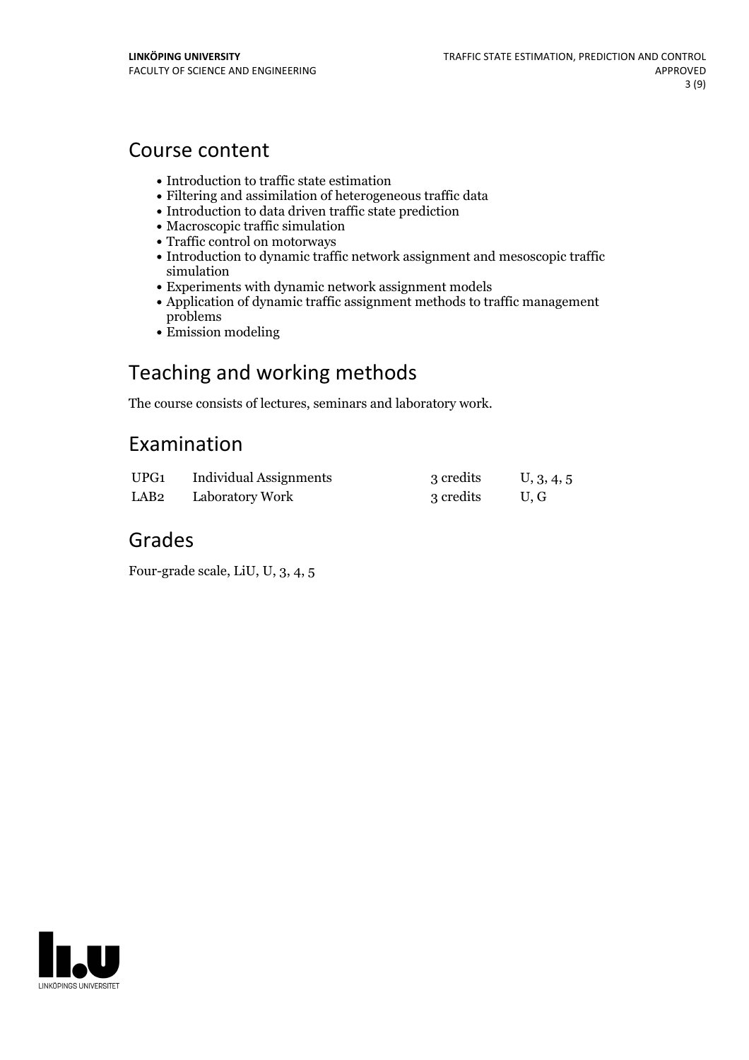## Course content

- Introduction to traffic state estimation
- Filtering and assimilation of heterogeneous traffic data
- Introduction to data driven traffic state prediction
- Macroscopic traffic simulation
- Traffic control on motorways
- Introduction to dynamic traffic network assignment and mesoscopic traffic simulation
- Experiments with dynamic network assignment models
- Application of dynamic traffic assignment methods to traffic management problems
- Emission modeling

## Teaching and working methods

The course consists of lectures, seminars and laboratory work.

## Examination

| | | | |
|---|---|---|---|
| UPG1 | Individual Assignments | 3 credits | U, 3, 4, 5 |
| LAB2 | Laboratory Work | 3 credits | U, G |

## Grades

Four-grade scale, LiU, U, 3, 4, 5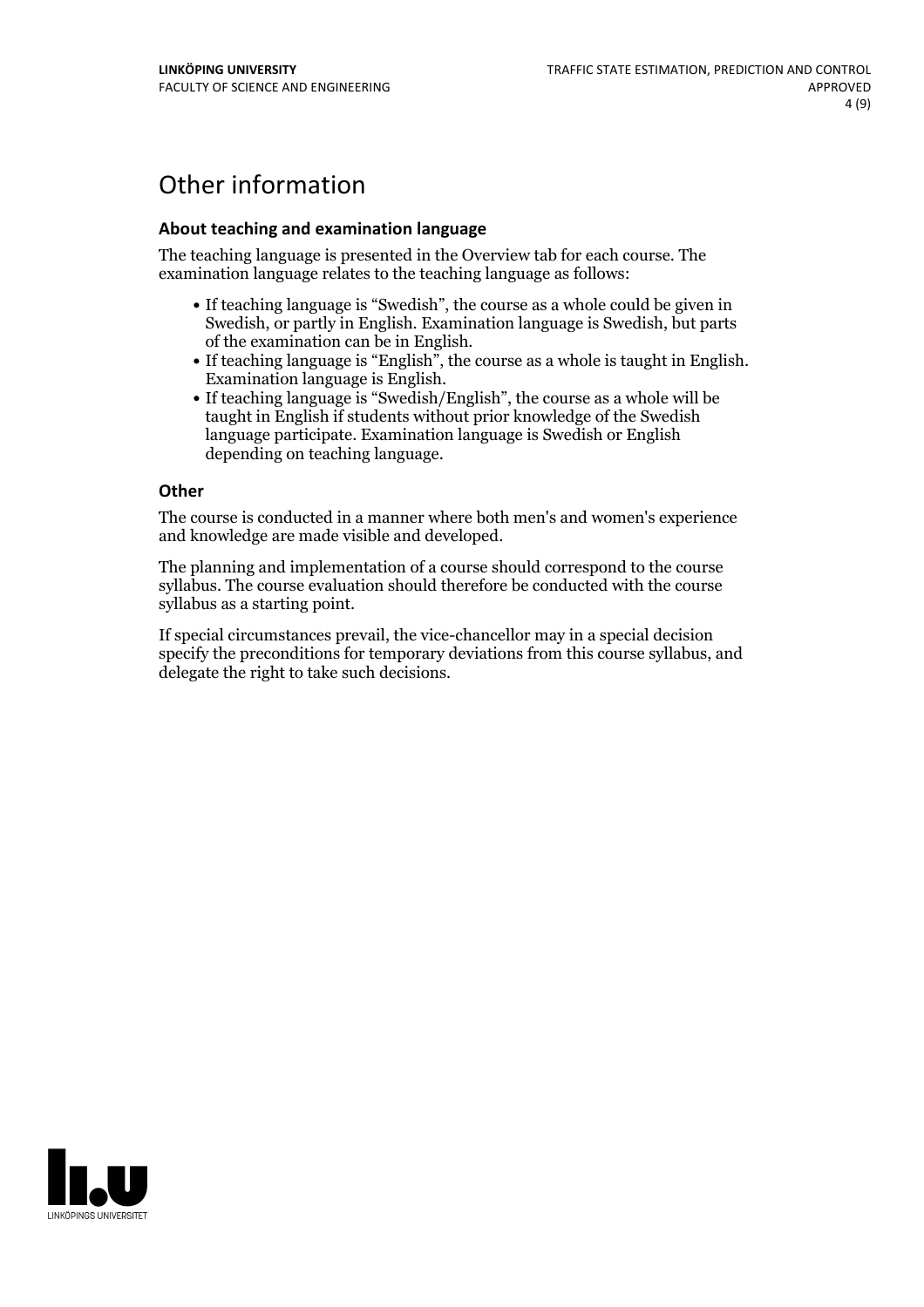# Other information

### About teaching and examination language

The teaching language is presented in the Overview tab for each course. The examination language relates to the teaching language as follows:

- If teaching language is "Swedish", the course as a whole could be given in Swedish, or partly in English. Examination language is Swedish, but parts of the examination can be in English.
- If teaching language is "English", the course as a whole is taught in English. Examination language is English.
- If teaching language is "Swedish/English", the course as a whole will be taught in English if students without prior knowledge of the Swedish language participate. Examination language is Swedish or English depending on teaching language.

### Other

The course is conducted in a manner where both men's and women's experience and knowledge are made visible and developed.

The planning and implementation of a course should correspond to the course syllabus. The course evaluation should therefore be conducted with the course syllabus as a starting point.

If special circumstances prevail, the vice-chancellor may in a special decision specify the preconditions for temporary deviations from this course syllabus, and delegate the right to take such decisions.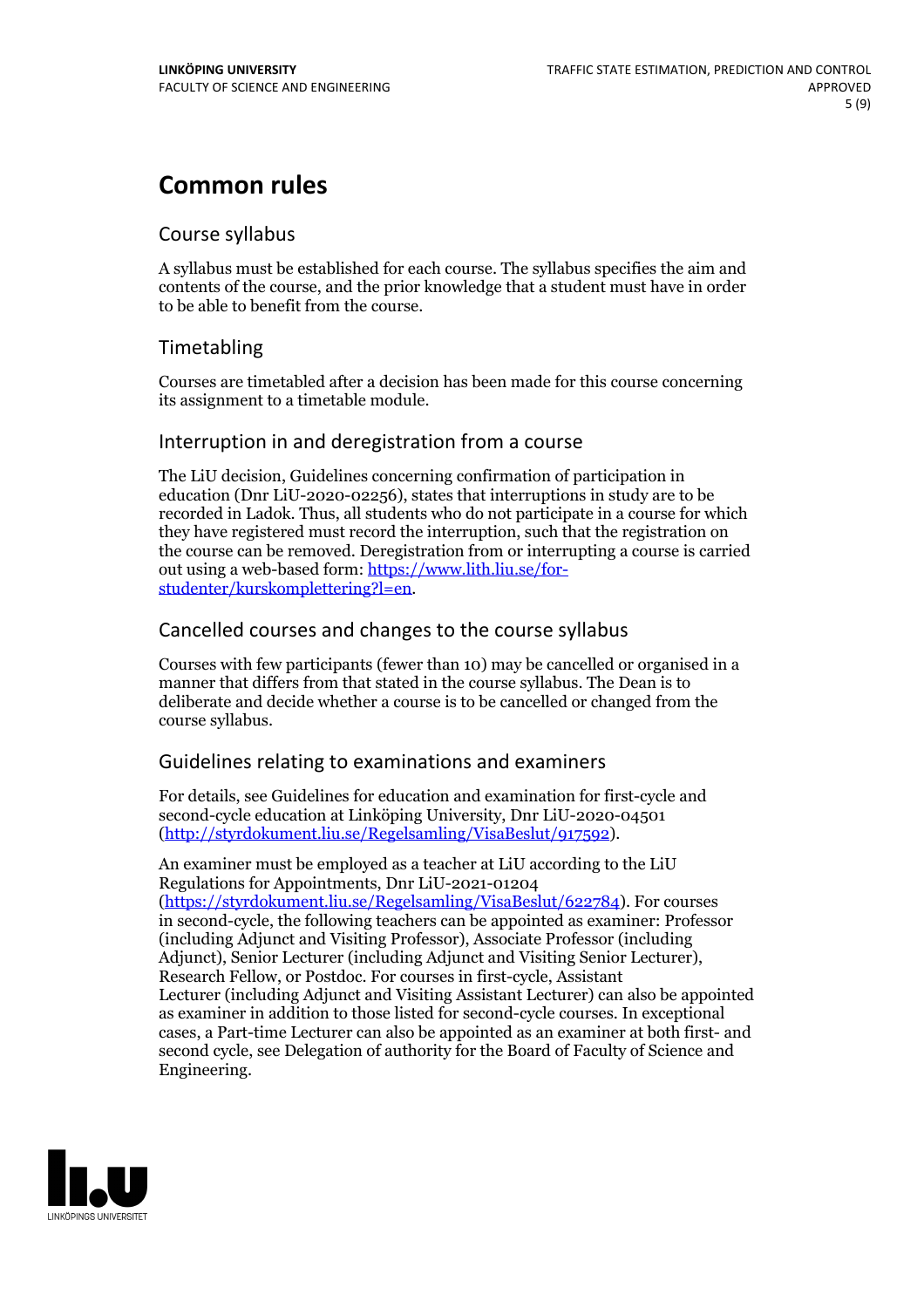# Common rules

## Course syllabus

A syllabus must be established for each course. The syllabus specifies the aim and contents of the course, and the prior knowledge that a student must have in order to be able to benefit from the course.

## Timetabling

Courses are timetabled after a decision has been made for this course concerning its assignment to a timetable module.

## Interruption in and deregistration from a course

The LiU decision, Guidelines concerning confirmation of participation in education (Dnr LiU-2020-02256), states that interruptions in study are to be recorded in Ladok. Thus, all students who do not participate in a course for which they have registered must record the interruption, such that the registration on the course can be removed. Deregistration from or interrupting a course is carried out using a web-based form: https://www.lith.liu.se/for-studenter/kurskomplettering?l=en.

## Cancelled courses and changes to the course syllabus

Courses with few participants (fewer than 10) may be cancelled or organised in a manner that differs from that stated in the course syllabus. The Dean is to deliberate and decide whether a course is to be cancelled or changed from the course syllabus.

## Guidelines relating to examinations and examiners

For details, see Guidelines for education and examination for first-cycle and second-cycle education at Linköping University, Dnr LiU-2020-04501 (http://styrdokument.liu.se/Regelsamling/VisaBeslut/917592).

An examiner must be employed as a teacher at LiU according to the LiU Regulations for Appointments, Dnr LiU-2021-01204 (https://styrdokument.liu.se/Regelsamling/VisaBeslut/622784). For courses in second-cycle, the following teachers can be appointed as examiner: Professor (including Adjunct and Visiting Professor), Associate Professor (including Adjunct), Senior Lecturer (including Adjunct and Visiting Senior Lecturer), Research Fellow, or Postdoc. For courses in first-cycle, Assistant Lecturer (including Adjunct and Visiting Assistant Lecturer) can also be appointed as examiner in addition to those listed for second-cycle courses. In exceptional cases, a Part-time Lecturer can also be appointed as an examiner at both first- and second cycle, see Delegation of authority for the Board of Faculty of Science and Engineering.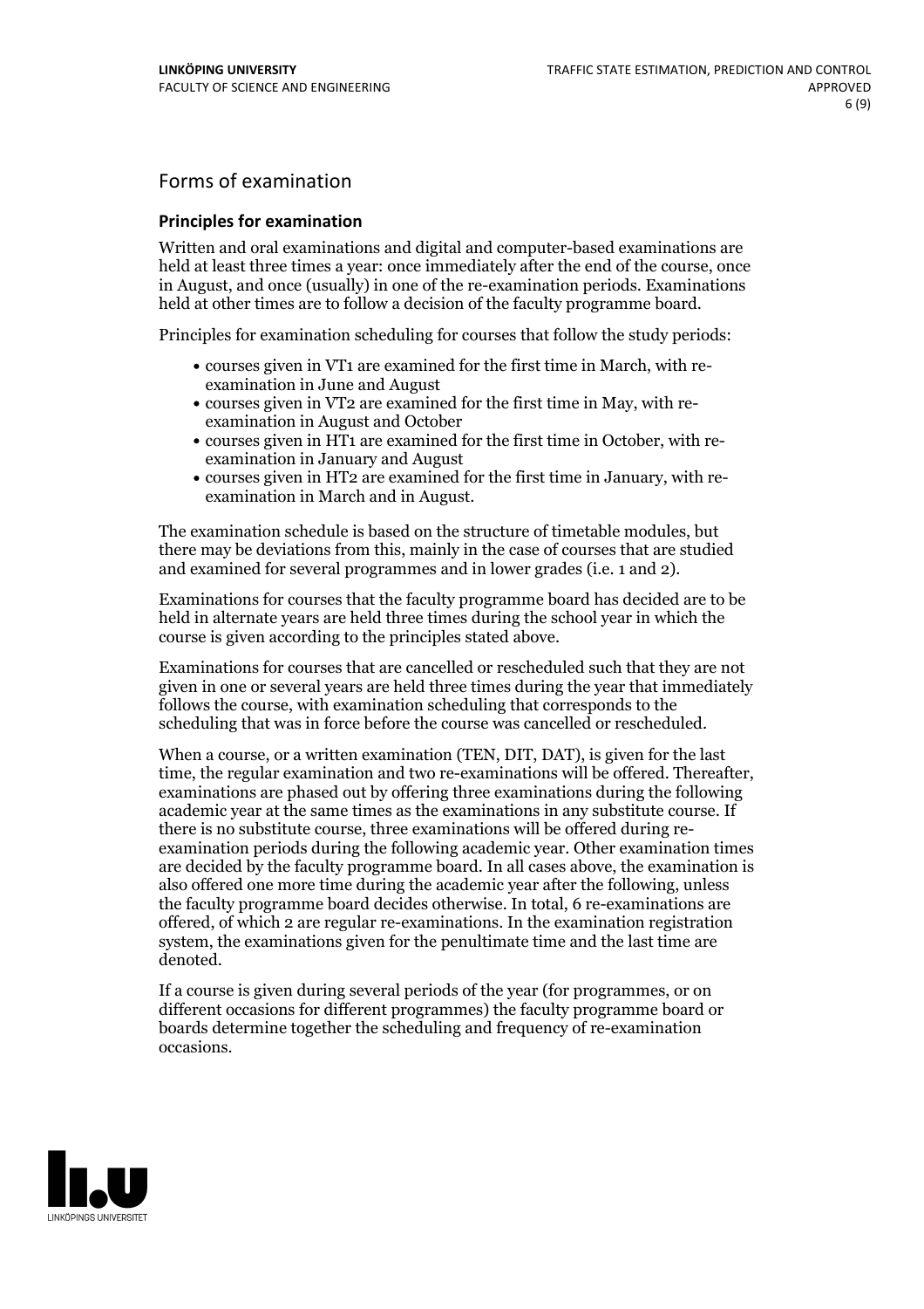## Forms of examination

### Principles for examination

Written and oral examinations and digital and computer-based examinations are held at least three times a year: once immediately after the end of the course, once in August, and once (usually) in one of the re-examination periods. Examinations held at other times are to follow a decision of the faculty programme board.

Principles for examination scheduling for courses that follow the study periods:

- courses given in VT1 are examined for the first time in March, with re-examination in June and August
- courses given in VT2 are examined for the first time in May, with re-examination in August and October
- courses given in HT1 are examined for the first time in October, with re-examination in January and August
- courses given in HT2 are examined for the first time in January, with re-examination in March and in August.

The examination schedule is based on the structure of timetable modules, but there may be deviations from this, mainly in the case of courses that are studied and examined for several programmes and in lower grades (i.e. 1 and 2).

Examinations for courses that the faculty programme board has decided are to be held in alternate years are held three times during the school year in which the course is given according to the principles stated above.

Examinations for courses that are cancelled or rescheduled such that they are not given in one or several years are held three times during the year that immediately follows the course, with examination scheduling that corresponds to the scheduling that was in force before the course was cancelled or rescheduled.

When a course, or a written examination (TEN, DIT, DAT), is given for the last time, the regular examination and two re-examinations will be offered. Thereafter, examinations are phased out by offering three examinations during the following academic year at the same times as the examinations in any substitute course. If there is no substitute course, three examinations will be offered during re-examination periods during the following academic year. Other examination times are decided by the faculty programme board. In all cases above, the examination is also offered one more time during the academic year after the following, unless the faculty programme board decides otherwise. In total, 6 re-examinations are offered, of which 2 are regular re-examinations. In the examination registration system, the examinations given for the penultimate time and the last time are denoted.

If a course is given during several periods of the year (for programmes, or on different occasions for different programmes) the faculty programme board or boards determine together the scheduling and frequency of re-examination occasions.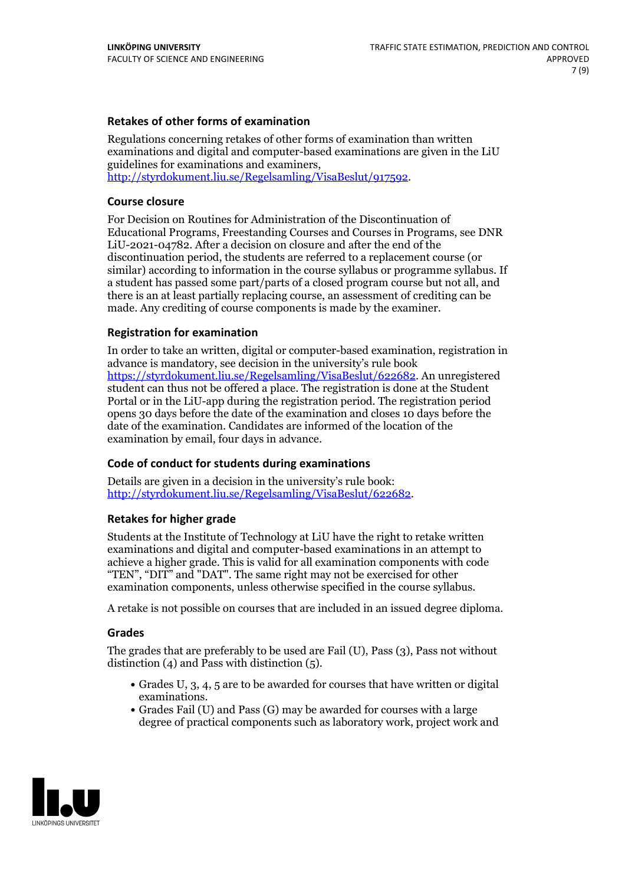### Retakes of other forms of examination

Regulations concerning retakes of other forms of examination than written examinations and digital and computer-based examinations are given in the LiU guidelines for examinations and examiners, http://styrdokument.liu.se/Regelsamling/VisaBeslut/917592.

### Course closure

For Decision on Routines for Administration of the Discontinuation of Educational Programs, Freestanding Courses and Courses in Programs, see DNR LiU-2021-04782. After a decision on closure and after the end of the discontinuation period, the students are referred to a replacement course (or similar) according to information in the course syllabus or programme syllabus. If a student has passed some part/parts of a closed program course but not all, and there is an at least partially replacing course, an assessment of crediting can be made. Any crediting of course components is made by the examiner.

### Registration for examination

In order to take an written, digital or computer-based examination, registration in advance is mandatory, see decision in the university's rule book https://styrdokument.liu.se/Regelsamling/VisaBeslut/622682. An unregistered student can thus not be offered a place. The registration is done at the Student Portal or in the LiU-app during the registration period. The registration period opens 30 days before the date of the examination and closes 10 days before the date of the examination. Candidates are informed of the location of the examination by email, four days in advance.

### Code of conduct for students during examinations

Details are given in a decision in the university's rule book: http://styrdokument.liu.se/Regelsamling/VisaBeslut/622682.

### Retakes for higher grade

Students at the Institute of Technology at LiU have the right to retake written examinations and digital and computer-based examinations in an attempt to achieve a higher grade. This is valid for all examination components with code "TEN", "DIT" and "DAT". The same right may not be exercised for other examination components, unless otherwise specified in the course syllabus.

A retake is not possible on courses that are included in an issued degree diploma.

### Grades

The grades that are preferably to be used are Fail (U), Pass (3), Pass not without distinction (4) and Pass with distinction (5).

- Grades U, 3, 4, 5 are to be awarded for courses that have written or digital examinations.
- Grades Fail (U) and Pass (G) may be awarded for courses with a large degree of practical components such as laboratory work, project work and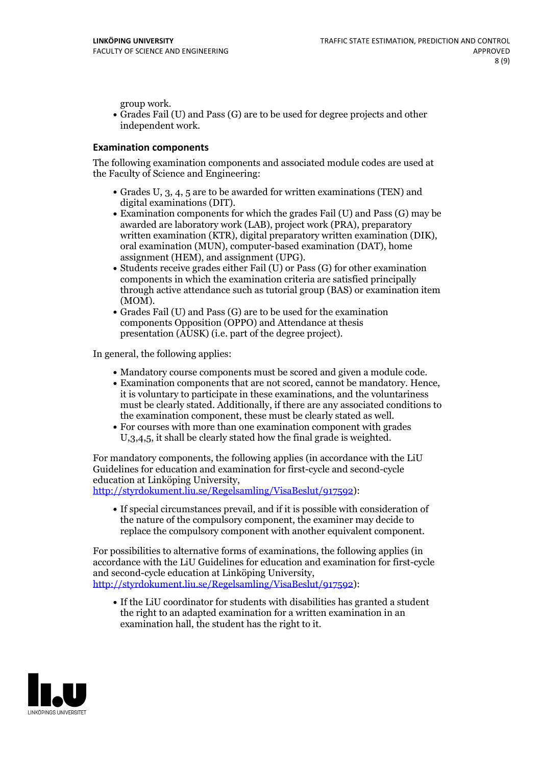group work.

- Grades Fail (U) and Pass (G) are to be used for degree projects and other independent work.

### Examination components

The following examination components and associated module codes are used at the Faculty of Science and Engineering:

- Grades U, 3, 4, 5 are to be awarded for written examinations (TEN) and digital examinations (DIT).
- Examination components for which the grades Fail (U) and Pass (G) may be awarded are laboratory work (LAB), project work (PRA), preparatory written examination (KTR), digital preparatory written examination (DIK), oral examination (MUN), computer-based examination (DAT), home assignment (HEM), and assignment (UPG).
- Students receive grades either Fail (U) or Pass (G) for other examination components in which the examination criteria are satisfied principally through active attendance such as tutorial group (BAS) or examination item (MOM).
- Grades Fail (U) and Pass (G) are to be used for the examination components Opposition (OPPO) and Attendance at thesis presentation (AUSK) (i.e. part of the degree project).

In general, the following applies:

- Mandatory course components must be scored and given a module code.
- Examination components that are not scored, cannot be mandatory. Hence, it is voluntary to participate in these examinations, and the voluntariness must be clearly stated. Additionally, if there are any associated conditions to the examination component, these must be clearly stated as well.
- For courses with more than one examination component with grades U,3,4,5, it shall be clearly stated how the final grade is weighted.

For mandatory components, the following applies (in accordance with the LiU Guidelines for education and examination for first-cycle and second-cycle education at Linköping University, http://styrdokument.liu.se/Regelsamling/VisaBeslut/917592):

- If special circumstances prevail, and if it is possible with consideration of the nature of the compulsory component, the examiner may decide to replace the compulsory component with another equivalent component.

For possibilities to alternative forms of examinations, the following applies (in accordance with the LiU Guidelines for education and examination for first-cycle and second-cycle education at Linköping University, http://styrdokument.liu.se/Regelsamling/VisaBeslut/917592):

- If the LiU coordinator for students with disabilities has granted a student the right to an adapted examination for a written examination in an examination hall, the student has the right to it.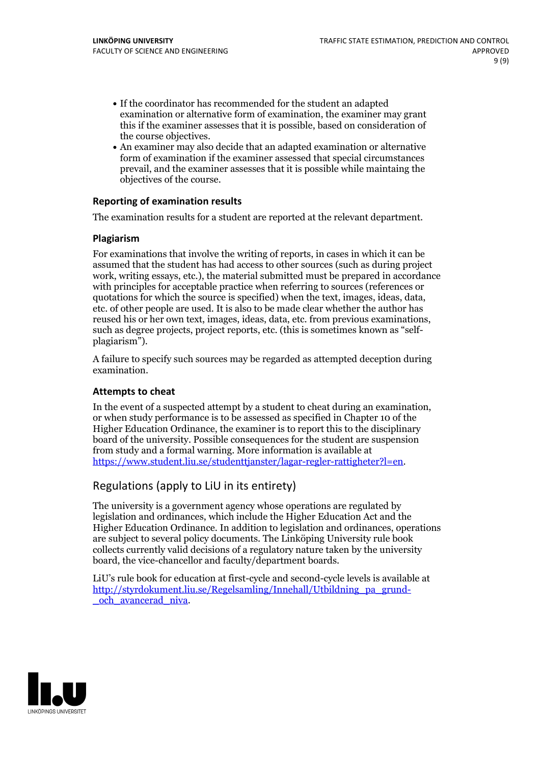- If the coordinator has recommended for the student an adapted examination or alternative form of examination, the examiner may grant this if the examiner assesses that it is possible, based on consideration of the course objectives.
- An examiner may also decide that an adapted examination or alternative form of examination if the examiner assessed that special circumstances prevail, and the examiner assesses that it is possible while maintaing the objectives of the course.

### Reporting of examination results

The examination results for a student are reported at the relevant department.

### Plagiarism

For examinations that involve the writing of reports, in cases in which it can be assumed that the student has had access to other sources (such as during project work, writing essays, etc.), the material submitted must be prepared in accordance with principles for acceptable practice when referring to sources (references or quotations for which the source is specified) when the text, images, ideas, data, etc. of other people are used. It is also to be made clear whether the author has reused his or her own text, images, ideas, data, etc. from previous examinations, such as degree projects, project reports, etc. (this is sometimes known as "self-plagiarism").

A failure to specify such sources may be regarded as attempted deception during examination.

### Attempts to cheat

In the event of a suspected attempt by a student to cheat during an examination, or when study performance is to be assessed as specified in Chapter 10 of the Higher Education Ordinance, the examiner is to report this to the disciplinary board of the university. Possible consequences for the student are suspension from study and a formal warning. More information is available at [https://www.student.liu.se/studenttjanster/lagar-regler-rattigheter?l=en](https://www.student.liu.se/studenttjanster/lagar-regler-rattigheter?l=en).

## Regulations (apply to LiU in its entirety)

The university is a government agency whose operations are regulated by legislation and ordinances, which include the Higher Education Act and the Higher Education Ordinance. In addition to legislation and ordinances, operations are subject to several policy documents. The Linköping University rule book collects currently valid decisions of a regulatory nature taken by the university board, the vice-chancellor and faculty/department boards.

LiU's rule book for education at first-cycle and second-cycle levels is available at [http://styrdokument.liu.se/Regelsamling/Innehall/Utbildning_pa_grund-_och_avancerad_niva](http://styrdokument.liu.se/Regelsamling/Innehall/Utbildning_pa_grund-_och_avancerad_niva).